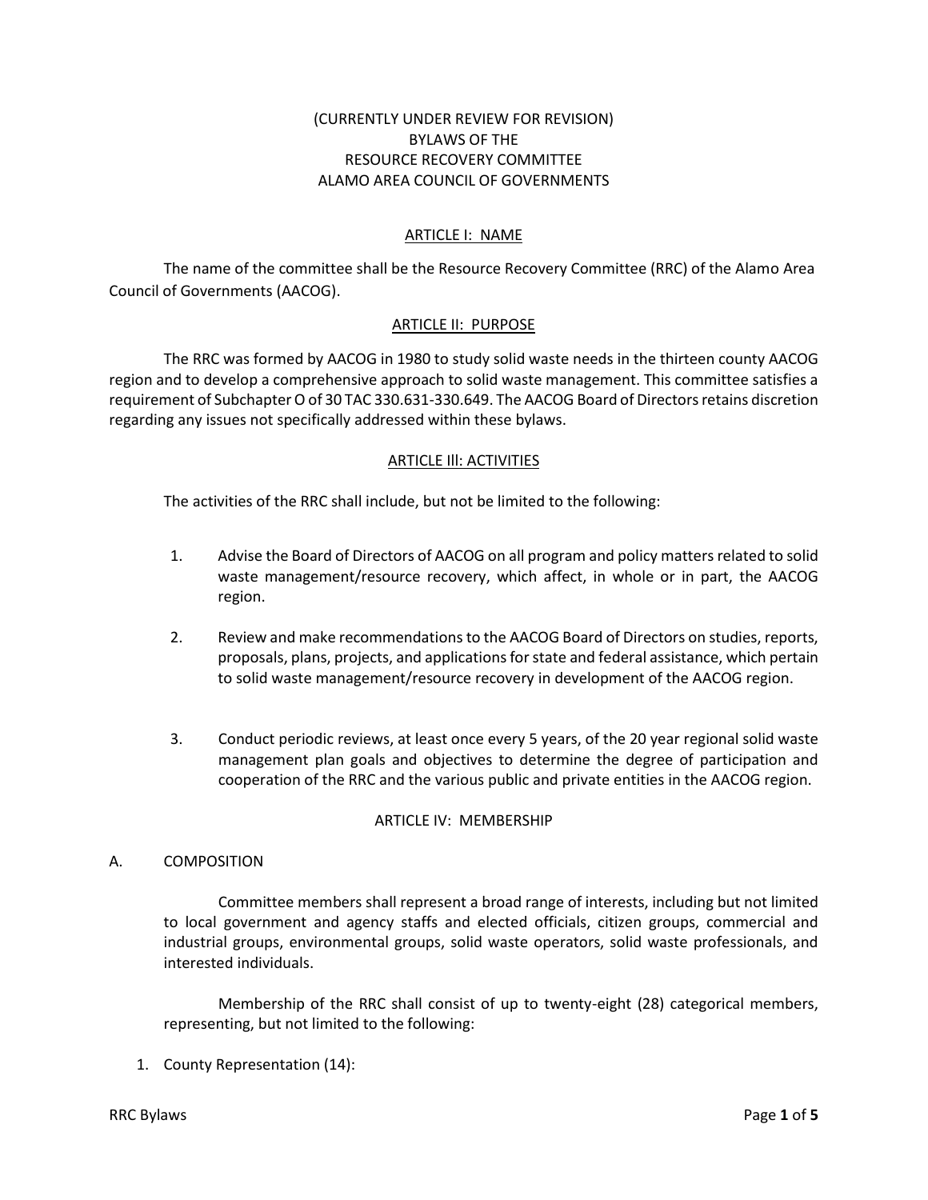(CURRENTLY UNDER REVIEW FOR REVISION)
BYLAWS OF THE
RESOURCE RECOVERY COMMITTEE
ALAMO AREA COUNCIL OF GOVERNMENTS

## ARTICLE I: NAME

The name of the committee shall be the Resource Recovery Committee (RRC) of the Alamo Area Council of Governments (AACOG).

## ARTICLE II: PURPOSE

The RRC was formed by AACOG in 1980 to study solid waste needs in the thirteen county AACOG region and to develop a comprehensive approach to solid waste management. This committee satisfies a requirement of Subchapter O of 30 TAC 330.631-330.649. The AACOG Board of Directors retains discretion regarding any issues not specifically addressed within these bylaws.

## ARTICLE Ill: ACTIVITIES

The activities of the RRC shall include, but not be limited to the following:

1. Advise the Board of Directors of AACOG on all program and policy matters related to solid waste management/resource recovery, which affect, in whole or in part, the AACOG region.

2. Review and make recommendations to the AACOG Board of Directors on studies, reports, proposals, plans, projects, and applications for state and federal assistance, which pertain to solid waste management/resource recovery in development of the AACOG region.

3. Conduct periodic reviews, at least once every 5 years, of the 20 year regional solid waste management plan goals and objectives to determine the degree of participation and cooperation of the RRC and the various public and private entities in the AACOG region.

## ARTICLE IV: MEMBERSHIP

### A. COMPOSITION

Committee members shall represent a broad range of interests, including but not limited to local government and agency staffs and elected officials, citizen groups, commercial and industrial groups, environmental groups, solid waste operators, solid waste professionals, and interested individuals.

Membership of the RRC shall consist of up to twenty-eight (28) categorical members, representing, but not limited to the following:

1. County Representation (14):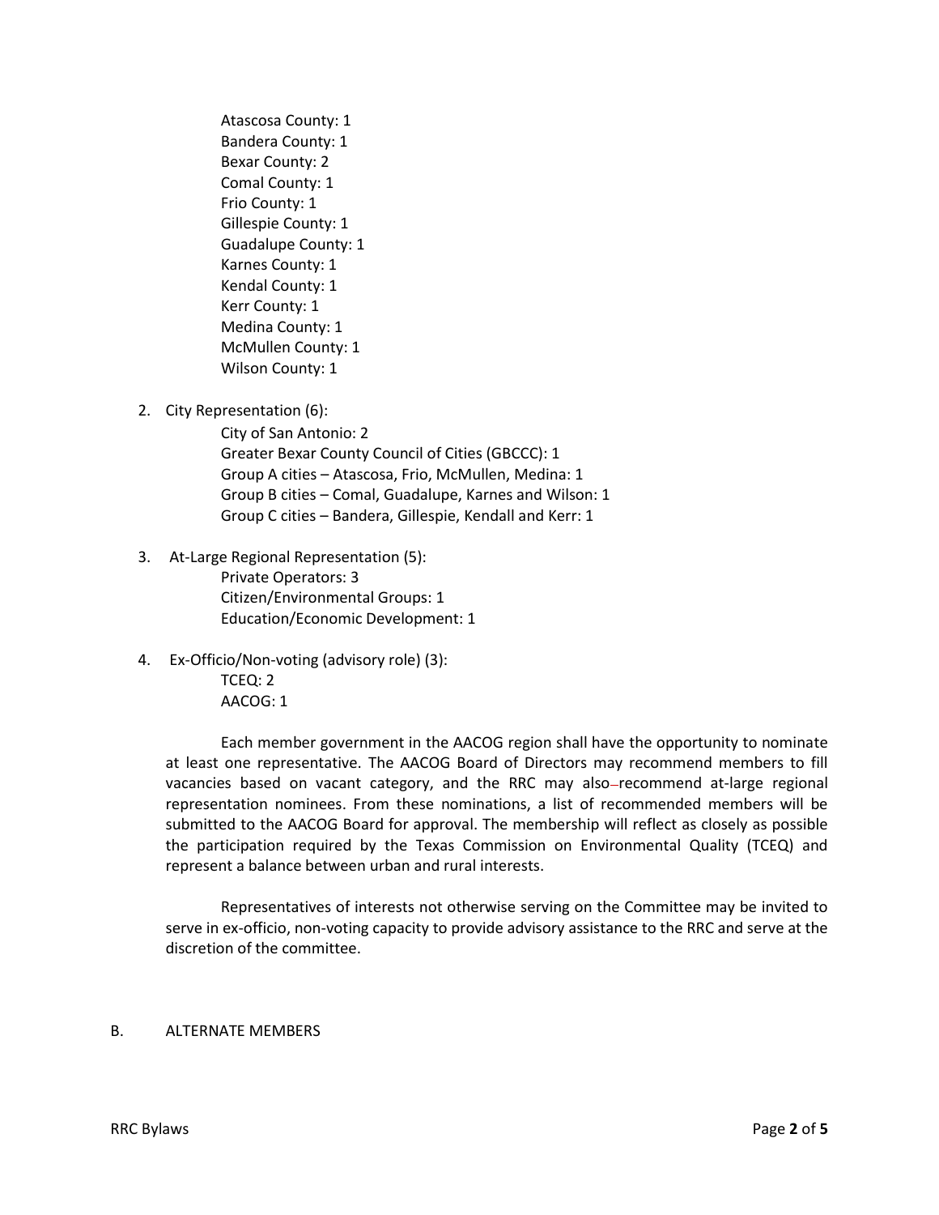Atascosa County: 1
Bandera County: 1
Bexar County: 2
Comal County: 1
Frio County: 1
Gillespie County: 1
Guadalupe County: 1
Karnes County: 1
Kendal County: 1
Kerr County: 1
Medina County: 1
McMullen County: 1
Wilson County: 1

2. City Representation (6):
   City of San Antonio: 2
   Greater Bexar County Council of Cities (GBCCC): 1
   Group A cities – Atascosa, Frio, McMullen, Medina: 1
   Group B cities – Comal, Guadalupe, Karnes and Wilson: 1
   Group C cities – Bandera, Gillespie, Kendall and Kerr: 1

3. At-Large Regional Representation (5):
   Private Operators: 3
   Citizen/Environmental Groups: 1
   Education/Economic Development: 1

4. Ex-Officio/Non-voting (advisory role) (3):
   TCEQ: 2
   AACOG: 1

Each member government in the AACOG region shall have the opportunity to nominate at least one representative. The AACOG Board of Directors may recommend members to fill vacancies based on vacant category, and the RRC may also recommend at-large regional representation nominees. From these nominations, a list of recommended members will be submitted to the AACOG Board for approval. The membership will reflect as closely as possible the participation required by the Texas Commission on Environmental Quality (TCEQ) and represent a balance between urban and rural interests.

Representatives of interests not otherwise serving on the Committee may be invited to serve in ex-officio, non-voting capacity to provide advisory assistance to the RRC and serve at the discretion of the committee.

## B. ALTERNATE MEMBERS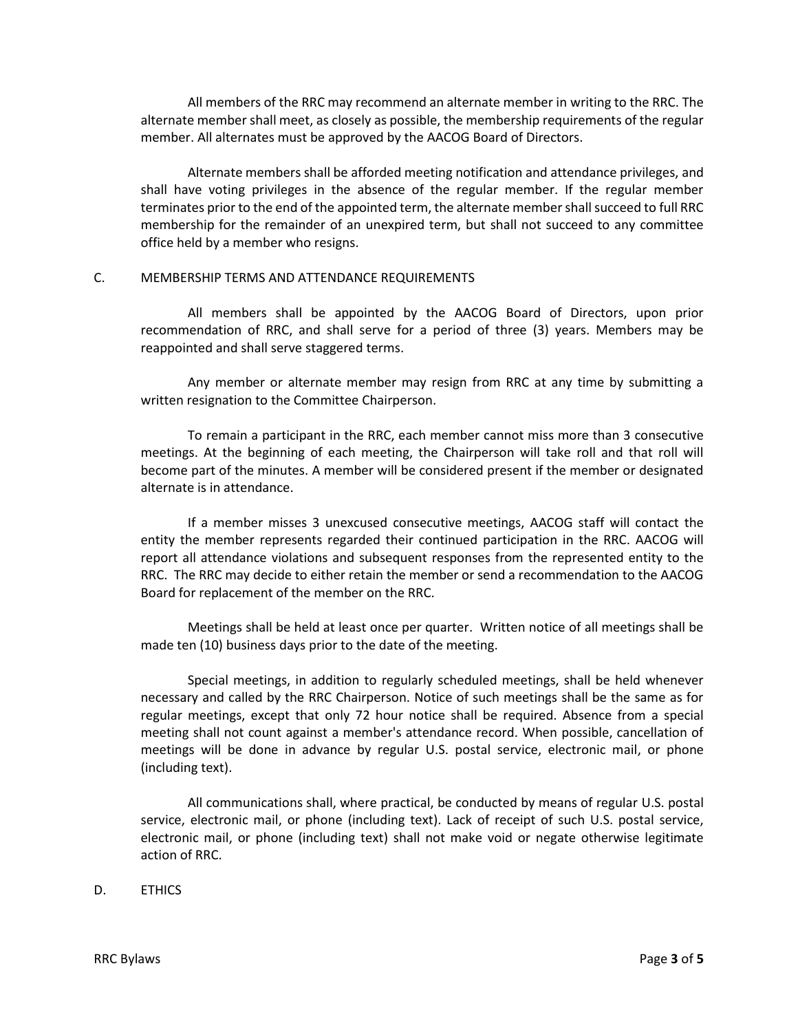All members of the RRC may recommend an alternate member in writing to the RRC. The alternate member shall meet, as closely as possible, the membership requirements of the regular member. All alternates must be approved by the AACOG Board of Directors.

Alternate members shall be afforded meeting notification and attendance privileges, and shall have voting privileges in the absence of the regular member. If the regular member terminates prior to the end of the appointed term, the alternate member shall succeed to full RRC membership for the remainder of an unexpired term, but shall not succeed to any committee office held by a member who resigns.

## C. MEMBERSHIP TERMS AND ATTENDANCE REQUIREMENTS

All members shall be appointed by the AACOG Board of Directors, upon prior recommendation of RRC, and shall serve for a period of three (3) years. Members may be reappointed and shall serve staggered terms.

Any member or alternate member may resign from RRC at any time by submitting a written resignation to the Committee Chairperson.

To remain a participant in the RRC, each member cannot miss more than 3 consecutive meetings. At the beginning of each meeting, the Chairperson will take roll and that roll will become part of the minutes. A member will be considered present if the member or designated alternate is in attendance.

If a member misses 3 unexcused consecutive meetings, AACOG staff will contact the entity the member represents regarded their continued participation in the RRC. AACOG will report all attendance violations and subsequent responses from the represented entity to the RRC. The RRC may decide to either retain the member or send a recommendation to the AACOG Board for replacement of the member on the RRC.

Meetings shall be held at least once per quarter. Written notice of all meetings shall be made ten (10) business days prior to the date of the meeting.

Special meetings, in addition to regularly scheduled meetings, shall be held whenever necessary and called by the RRC Chairperson. Notice of such meetings shall be the same as for regular meetings, except that only 72 hour notice shall be required. Absence from a special meeting shall not count against a member's attendance record. When possible, cancellation of meetings will be done in advance by regular U.S. postal service, electronic mail, or phone (including text).

All communications shall, where practical, be conducted by means of regular U.S. postal service, electronic mail, or phone (including text). Lack of receipt of such U.S. postal service, electronic mail, or phone (including text) shall not make void or negate otherwise legitimate action of RRC.

## D. ETHICS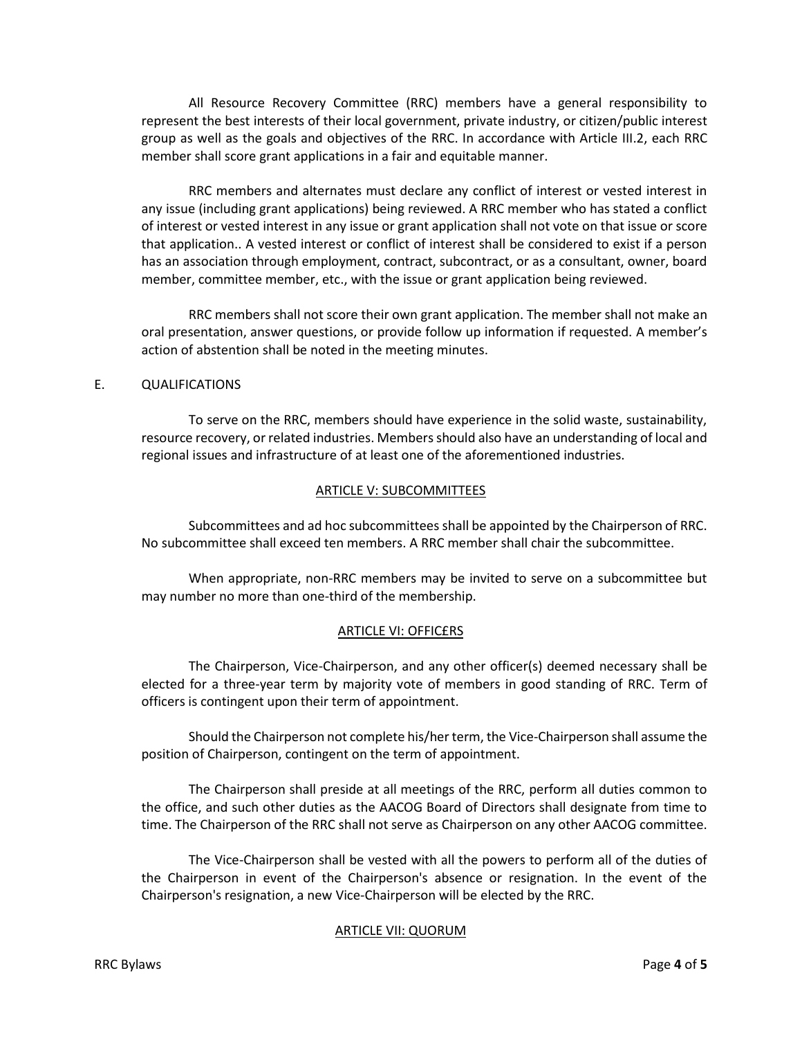All Resource Recovery Committee (RRC) members have a general responsibility to represent the best interests of their local government, private industry, or citizen/public interest group as well as the goals and objectives of the RRC. In accordance with Article III.2, each RRC member shall score grant applications in a fair and equitable manner.

RRC members and alternates must declare any conflict of interest or vested interest in any issue (including grant applications) being reviewed. A RRC member who has stated a conflict of interest or vested interest in any issue or grant application shall not vote on that issue or score that application.. A vested interest or conflict of interest shall be considered to exist if a person has an association through employment, contract, subcontract, or as a consultant, owner, board member, committee member, etc., with the issue or grant application being reviewed.

RRC members shall not score their own grant application. The member shall not make an oral presentation, answer questions, or provide follow up information if requested. A member's action of abstention shall be noted in the meeting minutes.

E. QUALIFICATIONS

To serve on the RRC, members should have experience in the solid waste, sustainability, resource recovery, or related industries. Members should also have an understanding of local and regional issues and infrastructure of at least one of the aforementioned industries.

## ARTICLE V: SUBCOMMITTEES

Subcommittees and ad hoc subcommittees shall be appointed by the Chairperson of RRC. No subcommittee shall exceed ten members. A RRC member shall chair the subcommittee.

When appropriate, non-RRC members may be invited to serve on a subcommittee but may number no more than one-third of the membership.

## ARTICLE VI: OFFICERS

The Chairperson, Vice-Chairperson, and any other officer(s) deemed necessary shall be elected for a three-year term by majority vote of members in good standing of RRC. Term of officers is contingent upon their term of appointment.

Should the Chairperson not complete his/her term, the Vice-Chairperson shall assume the position of Chairperson, contingent on the term of appointment.

The Chairperson shall preside at all meetings of the RRC, perform all duties common to the office, and such other duties as the AACOG Board of Directors shall designate from time to time. The Chairperson of the RRC shall not serve as Chairperson on any other AACOG committee.

The Vice-Chairperson shall be vested with all the powers to perform all of the duties of the Chairperson in event of the Chairperson's absence or resignation. In the event of the Chairperson's resignation, a new Vice-Chairperson will be elected by the RRC.

## ARTICLE VII: QUORUM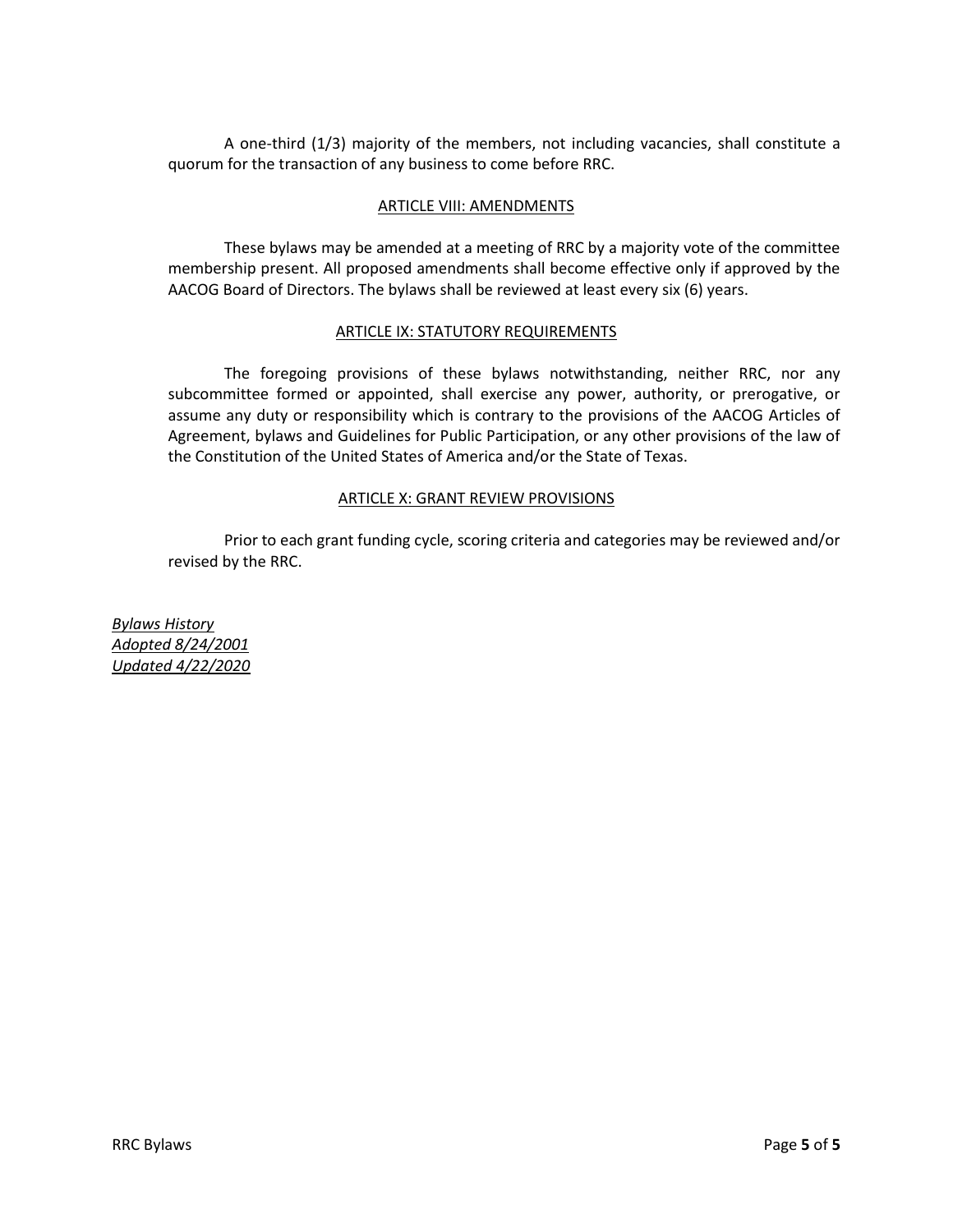A one-third (1/3) majority of the members, not including vacancies, shall constitute a quorum for the transaction of any business to come before RRC.

## ARTICLE VIII: AMENDMENTS

These bylaws may be amended at a meeting of RRC by a majority vote of the committee membership present. All proposed amendments shall become effective only if approved by the AACOG Board of Directors. The bylaws shall be reviewed at least every six (6) years.

## ARTICLE IX: STATUTORY REQUIREMENTS

The foregoing provisions of these bylaws notwithstanding, neither RRC, nor any subcommittee formed or appointed, shall exercise any power, authority, or prerogative, or assume any duty or responsibility which is contrary to the provisions of the AACOG Articles of Agreement, bylaws and Guidelines for Public Participation, or any other provisions of the law of the Constitution of the United States of America and/or the State of Texas.

## ARTICLE X: GRANT REVIEW PROVISIONS

Prior to each grant funding cycle, scoring criteria and categories may be reviewed and/or revised by the RRC.

*Bylaws History*
*Adopted 8/24/2001*
*Updated 4/22/2020*